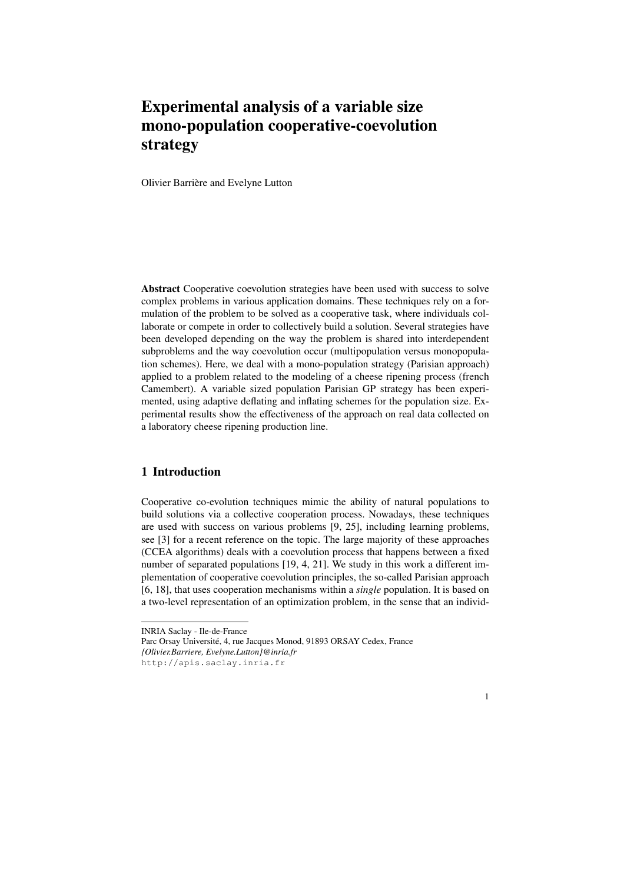# Experimental analysis of a variable size mono-population cooperative-coevolution strategy

Olivier Barrière and Evelyne Lutton

**Abstract** Cooperative coevolution strategies have been used with success to solve complex problems in various application domains. These techniques rely on a formulation of the problem to be solved as a cooperative task, where individuals collaborate or compete in order to collectively build a solution. Several strategies have been developed depending on the way the problem is shared into interdependent subproblems and the way coevolution occur (multipopulation versus monopopulation schemes). Here, we deal with a mono-population strategy (Parisian approach) applied to a problem related to the modeling of a cheese ripening process (french Camembert). A variable sized population Parisian GP strategy has been experimented, using adaptive deflating and inflating schemes for the population size. Experimental results show the effectiveness of the approach on real data collected on a laboratory cheese ripening production line.

## 1 Introduction

Cooperative co-evolution techniques mimic the ability of natural populations to build solutions via a collective cooperation process. Nowadays, these techniques are used with success on various problems [9, 25], including learning problems, see [3] for a recent reference on the topic. The large majority of these approaches (CCEA algorithms) deals with a coevolution process that happens between a fixed number of separated populations [19, 4, 21]. We study in this work a different implementation of cooperative coevolution principles, the so-called Parisian approach [6, 18], that uses cooperation mechanisms within a *single* population. It is based on a two-level representation of an optimization problem, in the sense that an individ-

INRIA Saclay - Ile-de-France
Parc Orsay Université, 4, rue Jacques Monod, 91893 ORSAY Cedex, France
*{Olivier.Barriere, Evelyne.Lutton}@inria.fr*
http://apis.saclay.inria.fr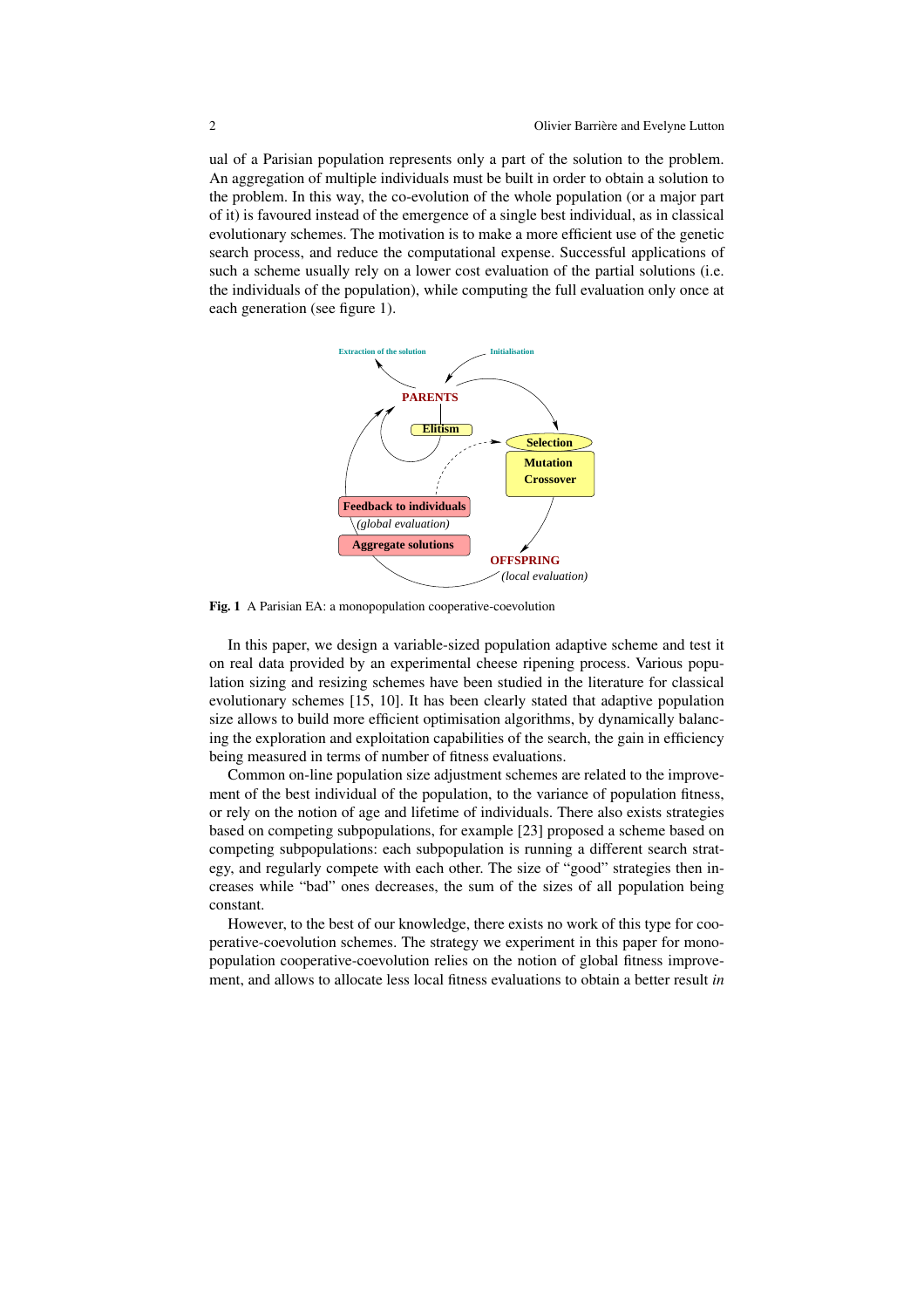ual of a Parisian population represents only a part of the solution to the problem. An aggregation of multiple individuals must be built in order to obtain a solution to the problem. In this way, the co-evolution of the whole population (or a major part of it) is favoured instead of the emergence of a single best individual, as in classical evolutionary schemes. The motivation is to make a more efficient use of the genetic search process, and reduce the computational expense. Successful applications of such a scheme usually rely on a lower cost evaluation of the partial solutions (i.e. the individuals of the population), while computing the full evaluation only once at each generation (see figure 1).

Extraction of the solution
Initialisation
PARENTS
Elitism
Selection
Mutation
Crossover
Feedback to individuals
(global evaluation)
Aggregate solutions
OFFSPRING
(local evaluation)

**Fig. 1** A Parisian EA: a monopopulation cooperative-coevolution

In this paper, we design a variable-sized population adaptive scheme and test it on real data provided by an experimental cheese ripening process. Various population sizing and resizing schemes have been studied in the literature for classical evolutionary schemes [15, 10]. It has been clearly stated that adaptive population size allows to build more efficient optimisation algorithms, by dynamically balancing the exploration and exploitation capabilities of the search, the gain in efficiency being measured in terms of number of fitness evaluations.

Common on-line population size adjustment schemes are related to the improvement of the best individual of the population, to the variance of population fitness, or rely on the notion of age and lifetime of individuals. There also exists strategies based on competing subpopulations, for example [23] proposed a scheme based on competing subpopulations: each subpopulation is running a different search strategy, and regularly compete with each other. The size of "good" strategies then increases while "bad" ones decreases, the sum of the sizes of all population being constant.

However, to the best of our knowledge, there exists no work of this type for cooperative-coevolution schemes. The strategy we experiment in this paper for monopopulation cooperative-coevolution relies on the notion of global fitness improvement, and allows to allocate less local fitness evaluations to obtain a better result *in*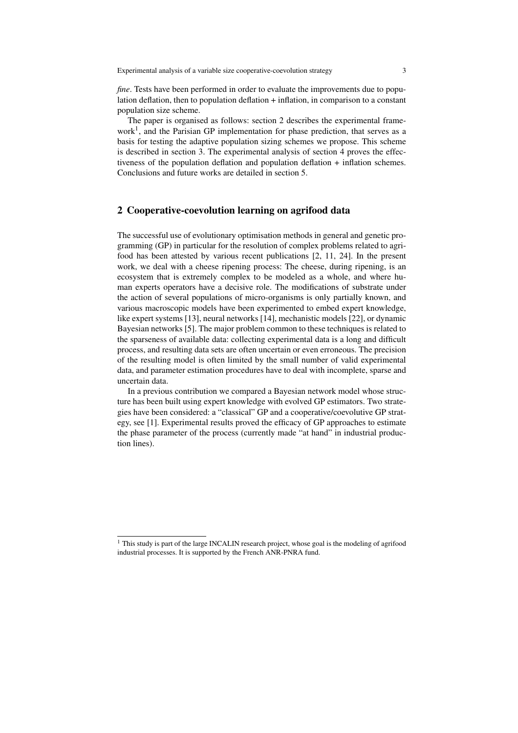*fine*. Tests have been performed in order to evaluate the improvements due to population deflation, then to population deflation + inflation, in comparison to a constant population size scheme.

The paper is organised as follows: section 2 describes the experimental framework[1], and the Parisian GP implementation for phase prediction, that serves as a basis for testing the adaptive population sizing schemes we propose. This scheme is described in section 3. The experimental analysis of section 4 proves the effectiveness of the population deflation and population deflation + inflation schemes. Conclusions and future works are detailed in section 5.

## 2 Cooperative-coevolution learning on agrifood data

The successful use of evolutionary optimisation methods in general and genetic programming (GP) in particular for the resolution of complex problems related to agrifood has been attested by various recent publications [2, 11, 24]. In the present work, we deal with a cheese ripening process: The cheese, during ripening, is an ecosystem that is extremely complex to be modeled as a whole, and where human experts operators have a decisive role. The modifications of substrate under the action of several populations of micro-organisms is only partially known, and various macroscopic models have been experimented to embed expert knowledge, like expert systems [13], neural networks [14], mechanistic models [22], or dynamic Bayesian networks [5]. The major problem common to these techniques is related to the sparseness of available data: collecting experimental data is a long and difficult process, and resulting data sets are often uncertain or even erroneous. The precision of the resulting model is often limited by the small number of valid experimental data, and parameter estimation procedures have to deal with incomplete, sparse and uncertain data.

In a previous contribution we compared a Bayesian network model whose structure has been built using expert knowledge with evolved GP estimators. Two strategies have been considered: a "classical" GP and a cooperative/coevolutive GP strategy, see [1]. Experimental results proved the efficacy of GP approaches to estimate the phase parameter of the process (currently made "at hand" in industrial production lines).

[1] This study is part of the large INCALIN research project, whose goal is the modeling of agrifood industrial processes. It is supported by the French ANR-PNRA fund.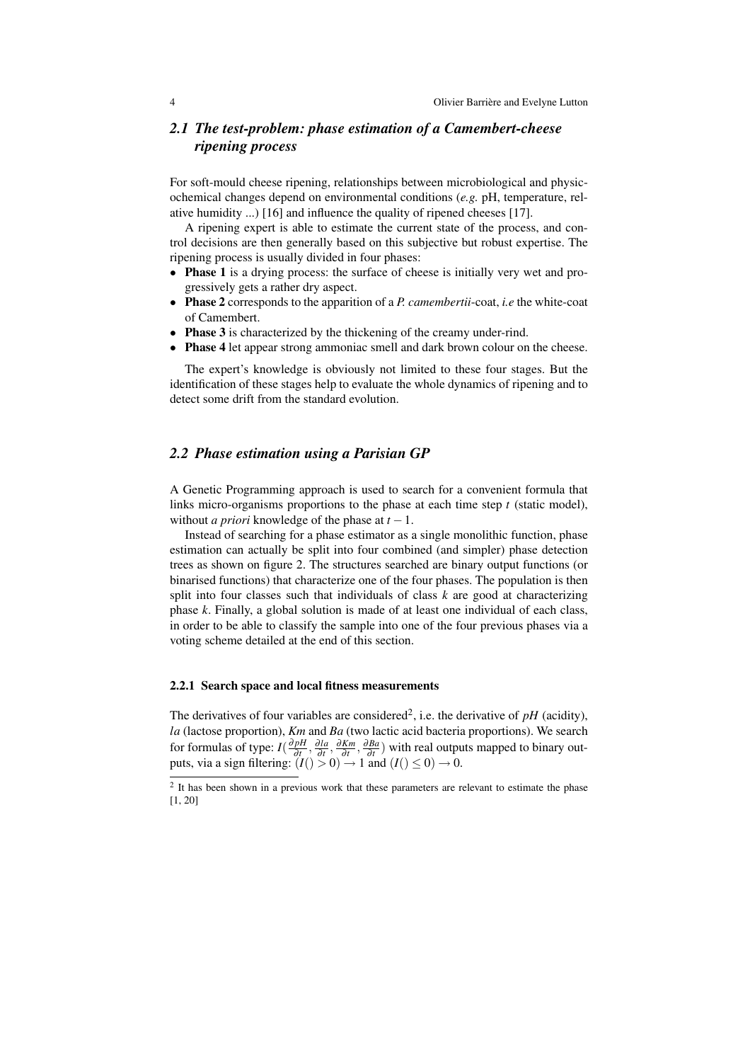## 2.1 *The test-problem: phase estimation of a Camembert-cheese ripening process*

For soft-mould cheese ripening, relationships between microbiological and physicochemical changes depend on environmental conditions (*e.g.* pH, temperature, relative humidity ...) [16] and influence the quality of ripened cheeses [17].

A ripening expert is able to estimate the current state of the process, and control decisions are then generally based on this subjective but robust expertise. The ripening process is usually divided in four phases:

- **Phase 1** is a drying process: the surface of cheese is initially very wet and progressively gets a rather dry aspect.
- **Phase 2** corresponds to the apparition of a *P. camembertii*-coat, *i.e* the white-coat of Camembert.
- **Phase 3** is characterized by the thickening of the creamy under-rind.
- **Phase 4** let appear strong ammoniac smell and dark brown colour on the cheese.

The expert's knowledge is obviously not limited to these four stages. But the identification of these stages help to evaluate the whole dynamics of ripening and to detect some drift from the standard evolution.

## 2.2 *Phase estimation using a Parisian GP*

A Genetic Programming approach is used to search for a convenient formula that links micro-organisms proportions to the phase at each time step $t$ (static model), without *a priori* knowledge of the phase at $t-1$.

Instead of searching for a phase estimator as a single monolithic function, phase estimation can actually be split into four combined (and simpler) phase detection trees as shown on figure 2. The structures searched are binary output functions (or binarised functions) that characterize one of the four phases. The population is then split into four classes such that individuals of class $k$ are good at characterizing phase $k$. Finally, a global solution is made of at least one individual of each class, in order to be able to classify the sample into one of the four previous phases via a voting scheme detailed at the end of this section.

### 2.2.1 Search space and local fitness measurements

The derivatives of four variables are considered[2], i.e. the derivative of $pH$ (acidity), $la$ (lactose proportion), $Km$ and $Ba$ (two lactic acid bacteria proportions). We search for formulas of type: $I(\frac{\partial pH}{\partial t}, \frac{\partial la}{\partial t}, \frac{\partial Km}{\partial t}, \frac{\partial Ba}{\partial t})$ with real outputs mapped to binary outputs, via a sign filtering: $(I() > 0) \rightarrow 1$ and $(I() \leq 0) \rightarrow 0$.

[2] It has been shown in a previous work that these parameters are relevant to estimate the phase [1, 20]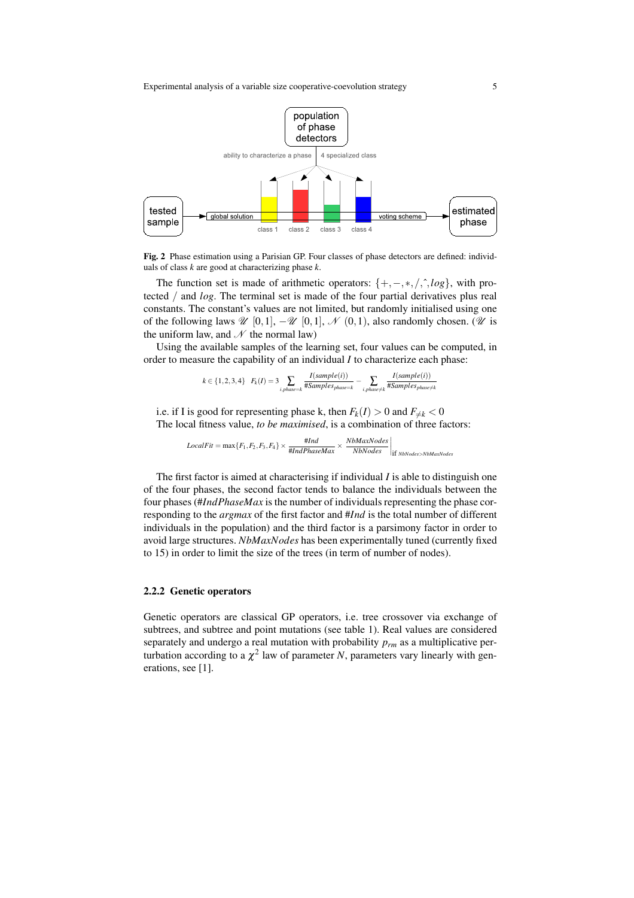Fig. 2 Phase estimation using a Parisian GP. Four classes of phase detectors are defined: individuals of class $k$ are good at characterizing phase $k$.

The function set is made of arithmetic operators: $\{+,-,*,/,\hat{},log\}$, with protected / and $log$. The terminal set is made of the four partial derivatives plus real constants. The constant's values are not limited, but randomly initialised using one of the following laws $\mathscr{U}$ $[0,1]$, $-\mathscr{U}$ $[0,1]$, $\mathscr{N}$ $(0,1)$, also randomly chosen. ($\mathscr{U}$ is the uniform law, and $\mathscr{N}$ the normal law)

Using the available samples of the learning set, four values can be computed, in order to measure the capability of an individual $I$ to characterize each phase:

$$k \in \{1,2,3,4\} \quad F_k(I) = 3 \sum_{i,phase=k} \frac{I(sample(i))}{\#Samples_{phase=k}} - \sum_{i,phase \neq k} \frac{I(sample(i))}{\#Samples_{phase \neq k}}$$

i.e. if I is good for representing phase k, then $F_k(I) > 0$ and $F_{\neq k} < 0$
The local fitness value, *to be maximised*, is a combination of three factors:

$$LocalFit = \max\{F_1,F_2,F_3,F_4\} \times \frac{\#Ind}{\#IndPhaseMax} \times \left.\frac{NbMaxNodes}{NbNodes}\right|_{\text{if } NbNodes > NbMaxNodes}$$

The first factor is aimed at characterising if individual $I$ is able to distinguish one of the four phases, the second factor tends to balance the individuals between the four phases ($\#IndPhaseMax$ is the number of individuals representing the phase corresponding to the *argmax* of the first factor and $\#Ind$ is the total number of different individuals in the population) and the third factor is a parsimony factor in order to avoid large structures. *NbMaxNodes* has been experimentally tuned (currently fixed to 15) in order to limit the size of the trees (in term of number of nodes).

#### 2.2.2 Genetic operators

Genetic operators are classical GP operators, i.e. tree crossover via exchange of subtrees, and subtree and point mutations (see table 1). Real values are considered separately and undergo a real mutation with probability $p_{rm}$ as a multiplicative perturbation according to a $\chi^2$ law of parameter $N$, parameters vary linearly with generations, see [1].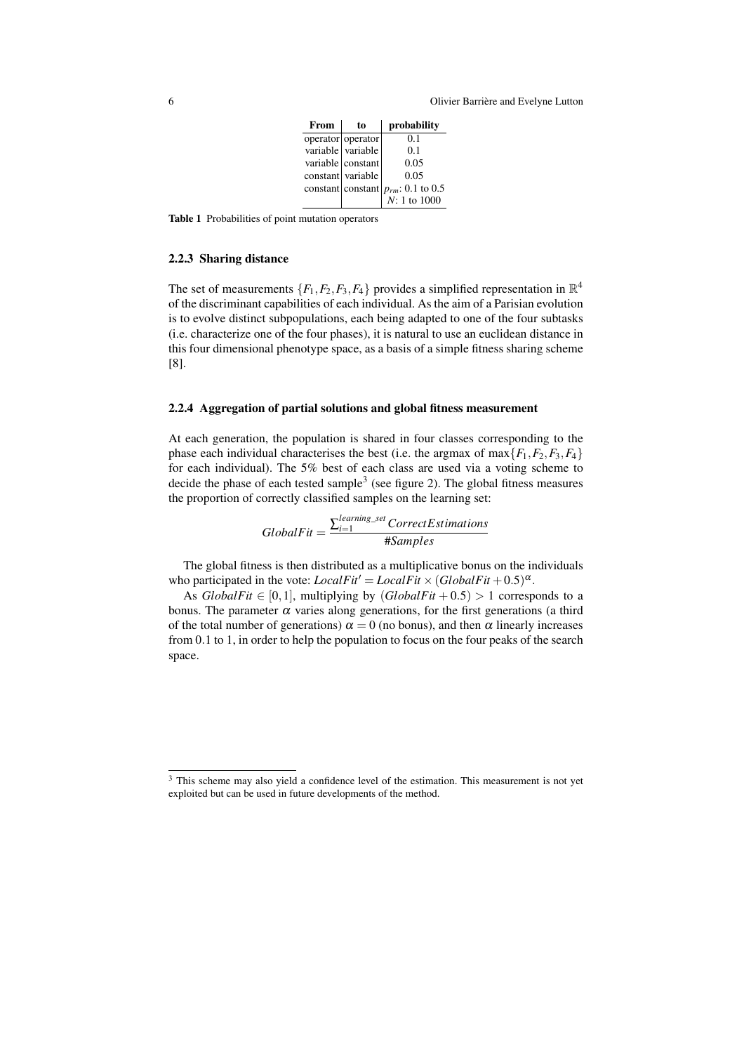| From | to | probability |
| --- | --- | --- |
| operator | operator | 0.1 |
| variable | variable | 0.1 |
| variable | constant | 0.05 |
| constant | variable | 0.05 |
| constant | constant | $p_{rm}$: 0.1 to 0.5 |
| | | $N$: 1 to 1000 |

**Table 1** Probabilities of point mutation operators

### 2.2.3 Sharing distance

The set of measurements $\{F_1, F_2, F_3, F_4\}$ provides a simplified representation in $\mathbb{R}^4$ of the discriminant capabilities of each individual. As the aim of a Parisian evolution is to evolve distinct subpopulations, each being adapted to one of the four subtasks (i.e. characterize one of the four phases), it is natural to use an euclidean distance in this four dimensional phenotype space, as a basis of a simple fitness sharing scheme [8].

### 2.2.4 Aggregation of partial solutions and global fitness measurement

At each generation, the population is shared in four classes corresponding to the phase each individual characterises the best (i.e. the argmax of $\max\{F_1, F_2, F_3, F_4\}$ for each individual). The 5% best of each class are used via a voting scheme to decide the phase of each tested sample[3] (see figure 2). The global fitness measures the proportion of correctly classified samples on the learning set:

$$GlobalFit = \frac{\sum_{i=1}^{learning\_set} CorrectEstimations}{\#Samples}$$

The global fitness is then distributed as a multiplicative bonus on the individuals who participated in the vote: $LocalFit' = LocalFit \times (GlobalFit + 0.5)^{\alpha}$.

As $GlobalFit \in [0,1]$, multiplying by $(GlobalFit + 0.5) > 1$ corresponds to a bonus. The parameter $\alpha$ varies along generations, for the first generations (a third of the total number of generations) $\alpha = 0$ (no bonus), and then $\alpha$ linearly increases from 0.1 to 1, in order to help the population to focus on the four peaks of the search space.

[3] This scheme may also yield a confidence level of the estimation. This measurement is not yet exploited but can be used in future developments of the method.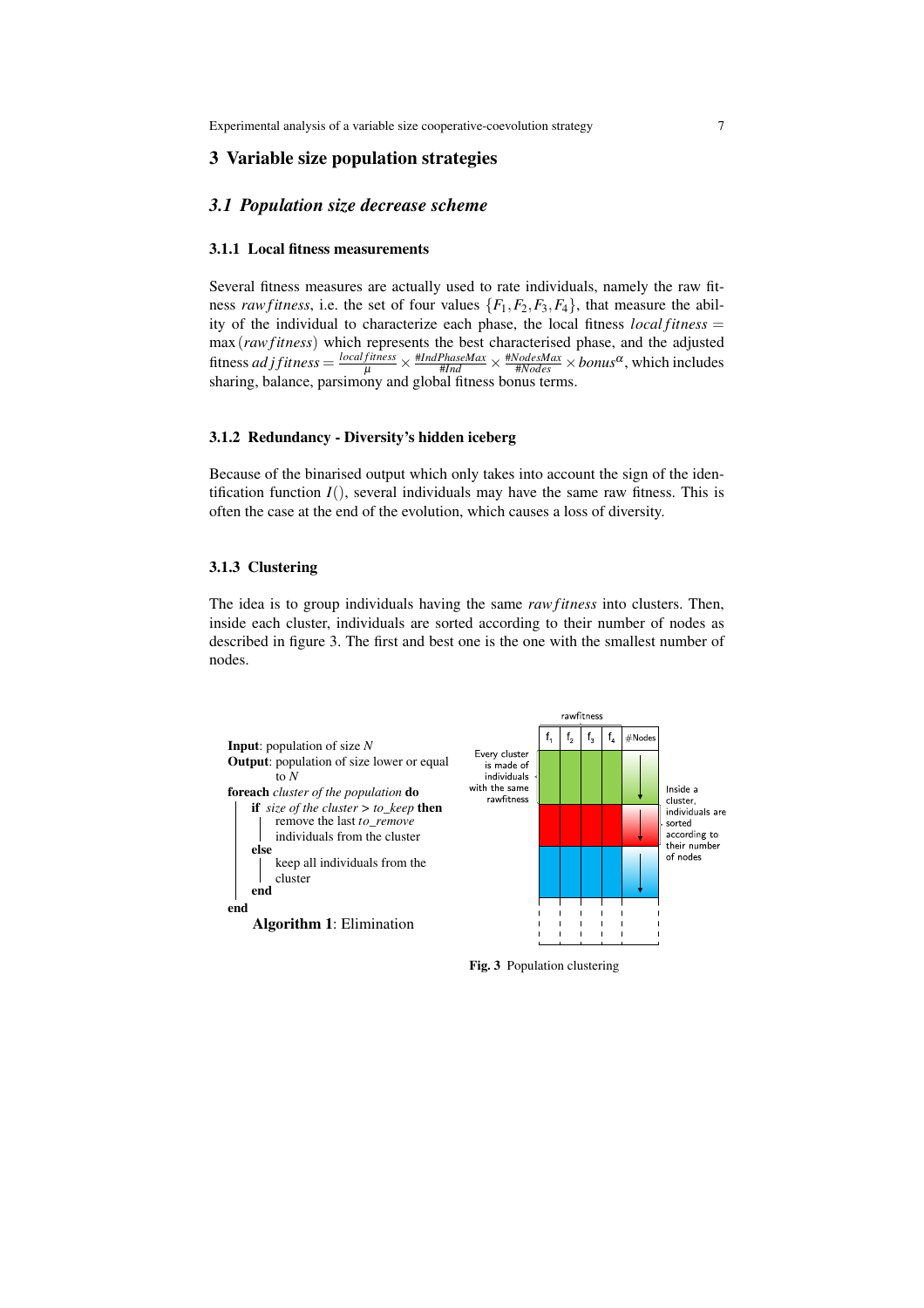## 3 Variable size population strategies

### 3.1 Population size decrease scheme

#### 3.1.1 Local fitness measurements

Several fitness measures are actually used to rate individuals, namely the raw fitness $rawfitness$, i.e. the set of four values $\{F_1, F_2, F_3, F_4\}$, that measure the ability of the individual to characterize each phase, the local fitness $localfitness = \max(rawfitness)$ which represents the best characterised phase, and the adjusted fitness $adjfitness = \frac{localfitness}{\mu} \times \frac{\#IndPhaseMax}{\#Ind} \times \frac{\#NodesMax}{\#Nodes} \times bonus^{\alpha}$, which includes sharing, balance, parsimony and global fitness bonus terms.

#### 3.1.2 Redundancy - Diversity's hidden iceberg

Because of the binarised output which only takes into account the sign of the identification function $I()$, several individuals may have the same raw fitness. This is often the case at the end of the evolution, which causes a loss of diversity.

#### 3.1.3 Clustering

The idea is to group individuals having the same $rawfitness$ into clusters. Then, inside each cluster, individuals are sorted according to their number of nodes as described in figure 3. The first and best one is the one with the smallest number of nodes.

```
Input: population of size N
Output: population of size lower or equal
        to N
foreach cluster of the population do
    if size of the cluster > to_keep then
        remove the last to_remove
        individuals from the cluster
    else
        keep all individuals from the
        cluster
    end
end
```

**Algorithm 1**: Elimination

rawfitness

| f1 | f2 | f3 | f4 | #Nodes |
|---|---|---|---|---|

Every cluster is made of individuals with the same rawfitness

Inside a cluster, individuals are sorted according to their number of nodes

**Fig. 3** Population clustering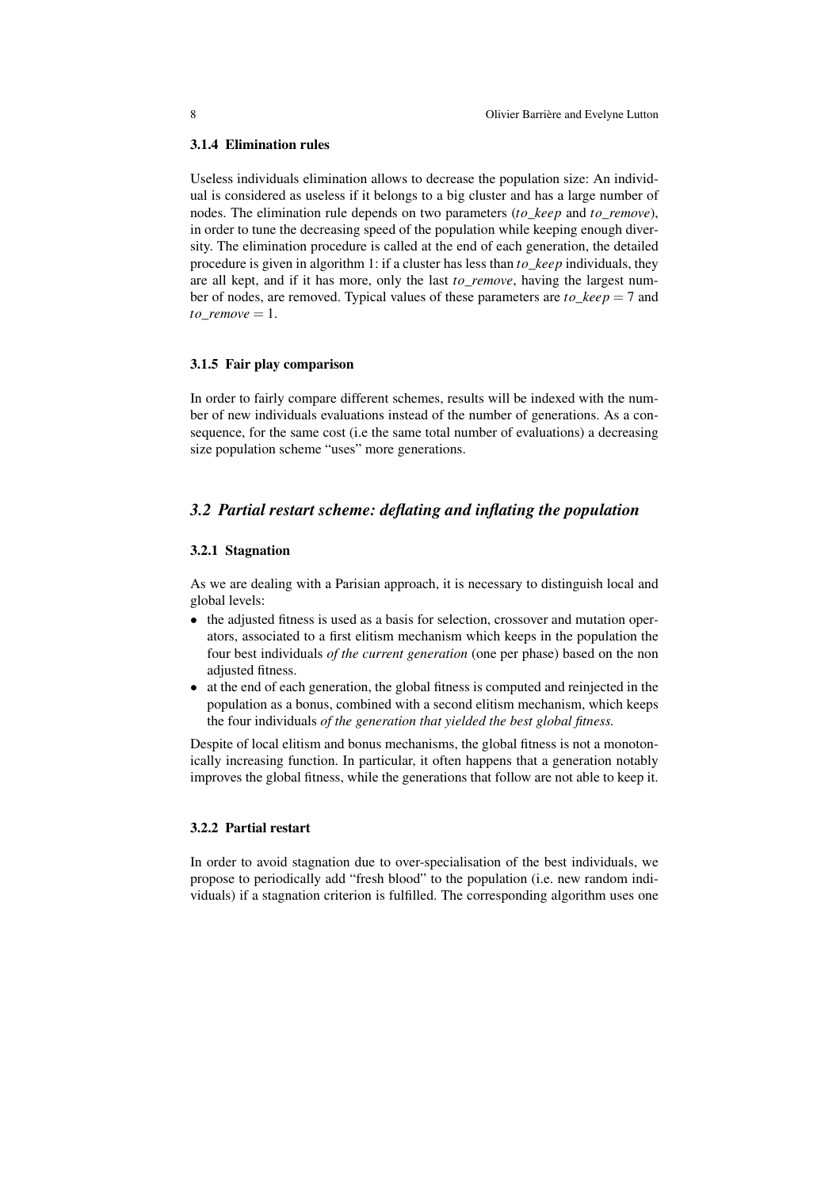#### 3.1.4 Elimination rules

Useless individuals elimination allows to decrease the population size: An individual is considered as useless if it belongs to a big cluster and has a large number of nodes. The elimination rule depends on two parameters ($to\_keep$ and $to\_remove$), in order to tune the decreasing speed of the population while keeping enough diversity. The elimination procedure is called at the end of each generation, the detailed procedure is given in algorithm 1: if a cluster has less than $to\_keep$ individuals, they are all kept, and if it has more, only the last $to\_remove$, having the largest number of nodes, are removed. Typical values of these parameters are $to\_keep = 7$ and $to\_remove = 1$.

#### 3.1.5 Fair play comparison

In order to fairly compare different schemes, results will be indexed with the number of new individuals evaluations instead of the number of generations. As a consequence, for the same cost (i.e the same total number of evaluations) a decreasing size population scheme "uses" more generations.

### *3.2 Partial restart scheme: deflating and inflating the population*

#### 3.2.1 Stagnation

As we are dealing with a Parisian approach, it is necessary to distinguish local and global levels:

- the adjusted fitness is used as a basis for selection, crossover and mutation operators, associated to a first elitism mechanism which keeps in the population the four best individuals *of the current generation* (one per phase) based on the non adjusted fitness.
- at the end of each generation, the global fitness is computed and reinjected in the population as a bonus, combined with a second elitism mechanism, which keeps the four individuals *of the generation that yielded the best global fitness.*

Despite of local elitism and bonus mechanisms, the global fitness is not a monotonically increasing function. In particular, it often happens that a generation notably improves the global fitness, while the generations that follow are not able to keep it.

#### 3.2.2 Partial restart

In order to avoid stagnation due to over-specialisation of the best individuals, we propose to periodically add "fresh blood" to the population (i.e. new random individuals) if a stagnation criterion is fulfilled. The corresponding algorithm uses one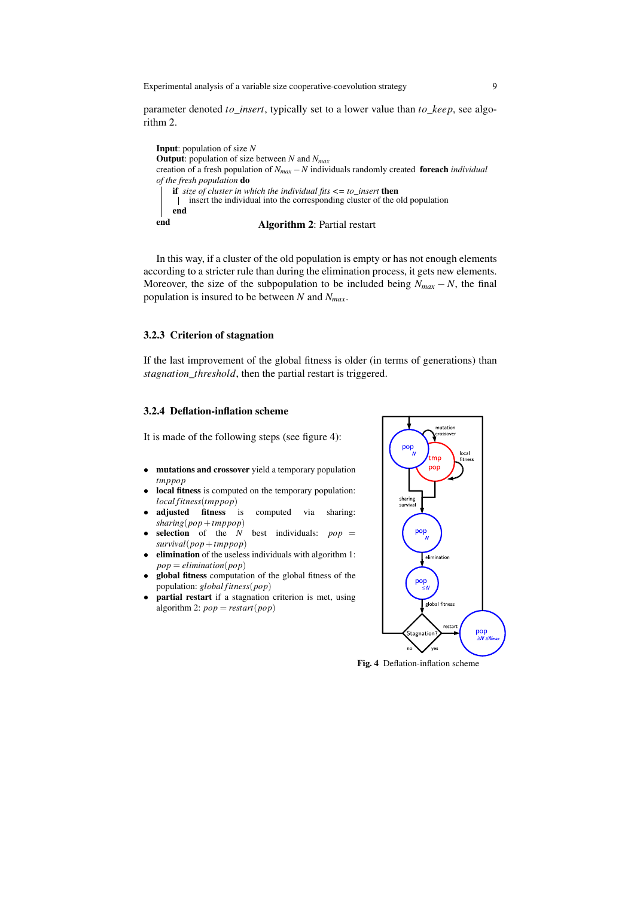parameter denoted *to_insert*, typically set to a lower value than *to_keep*, see algorithm 2.

```
Input: population of size N
Output: population of size between N and N_max
creation of a fresh population of N_max − N individuals randomly created  foreach individual
of the fresh population do
    if size of cluster in which the individual fits <= to_insert then
        insert the individual into the corresponding cluster of the old population
    end
end
```

**Algorithm 2**: Partial restart

In this way, if a cluster of the old population is empty or has not enough elements according to a stricter rule than during the elimination process, it gets new elements. Moreover, the size of the subpopulation to be included being $N_{max} - N$, the final population is insured to be between $N$ and $N_{max}$.

### 3.2.3 Criterion of stagnation

If the last improvement of the global fitness is older (in terms of generations) than *stagnation_threshold*, then the partial restart is triggered.

### 3.2.4 Deflation-inflation scheme

It is made of the following steps (see figure 4):

- **mutations and crossover** yield a temporary population *tmppop*
- **local fitness** is computed on the temporary population: $localfitness(tmppop)$
- **adjusted fitness** is computed via sharing: $sharing(pop + tmppop)$
- **selection** of the $N$ best individuals: $pop = survival(pop + tmppop)$
- **elimination** of the useless individuals with algorithm 1: $pop = elimination(pop)$
- **global fitness** computation of the global fitness of the population: $globalfitness(pop)$
- **partial restart** if a stagnation criterion is met, using algorithm 2: $pop = restart(pop)$

**Fig. 4** Deflation-inflation scheme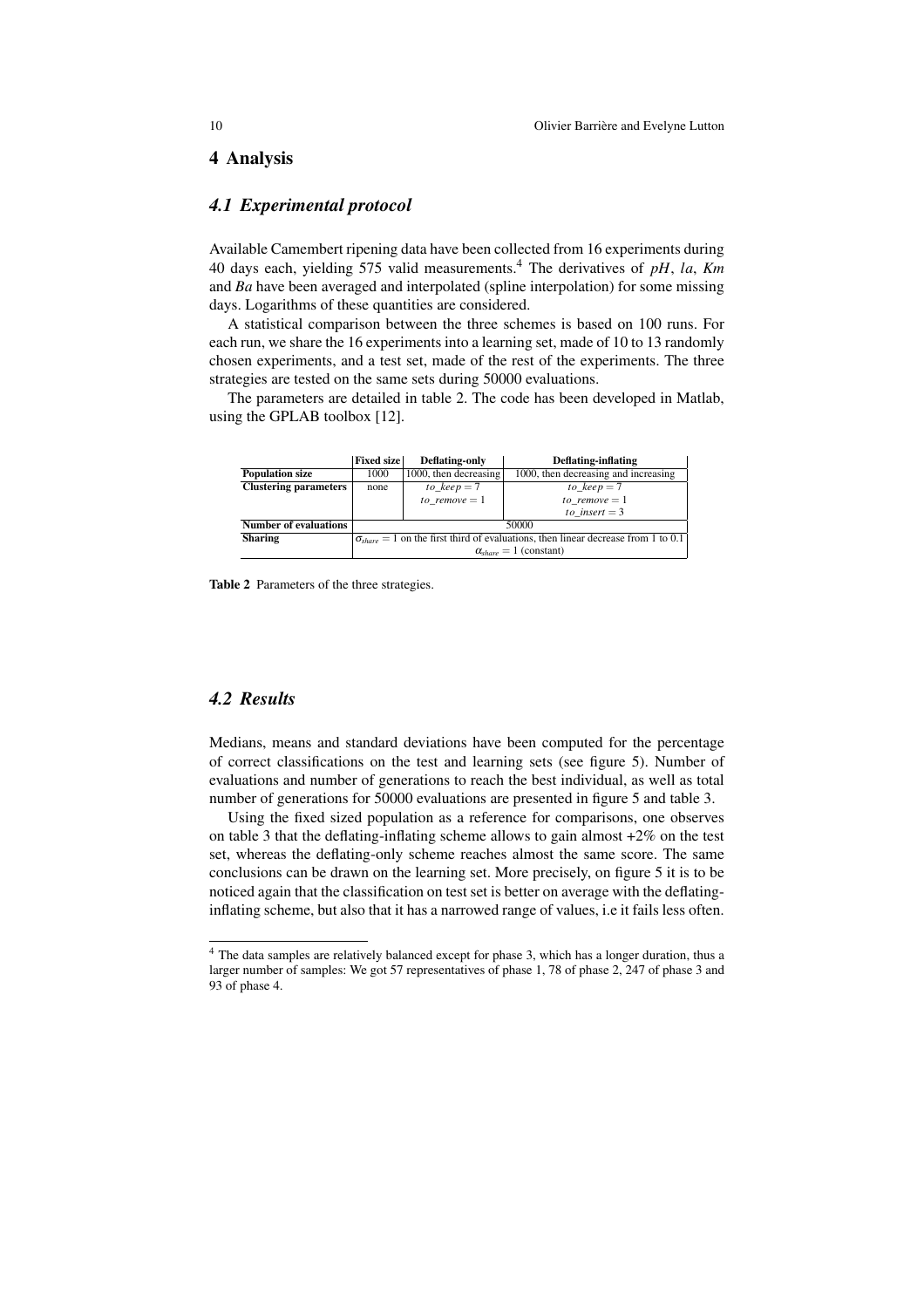## 4 Analysis

### 4.1 Experimental protocol

Available Camembert ripening data have been collected from 16 experiments during 40 days each, yielding 575 valid measurements.[4] The derivatives of $pH$, $la$, $Km$ and $Ba$ have been averaged and interpolated (spline interpolation) for some missing days. Logarithms of these quantities are considered.

A statistical comparison between the three schemes is based on 100 runs. For each run, we share the 16 experiments into a learning set, made of 10 to 13 randomly chosen experiments, and a test set, made of the rest of the experiments. The three strategies are tested on the same sets during 50000 evaluations.

The parameters are detailed in table 2. The code has been developed in Matlab, using the GPLAB toolbox [12].

| | Fixed size | Deflating-only | Deflating-inflating |
|---|---|---|---|
| **Population size** | 1000 | 1000, then decreasing | 1000, then decreasing and increasing |
| **Clustering parameters** | none | $to\_keep = 7$<br>$to\_remove = 1$ | $to\_keep = 7$<br>$to\_remove = 1$<br>$to\_insert = 3$ |
| **Number of evaluations** | 50000 | | |
| **Sharing** | $\sigma_{share} = 1$ on the first third of evaluations, then linear decrease from 1 to 0.1<br>$\alpha_{share} = 1$ (constant) | | |

**Table 2** Parameters of the three strategies.

### 4.2 Results

Medians, means and standard deviations have been computed for the percentage of correct classifications on the test and learning sets (see figure 5). Number of evaluations and number of generations to reach the best individual, as well as total number of generations for 50000 evaluations are presented in figure 5 and table 3.

Using the fixed sized population as a reference for comparisons, one observes on table 3 that the deflating-inflating scheme allows to gain almost +2% on the test set, whereas the deflating-only scheme reaches almost the same score. The same conclusions can be drawn on the learning set. More precisely, on figure 5 it is to be noticed again that the classification on test set is better on average with the deflating-inflating scheme, but also that it has a narrowed range of values, i.e it fails less often.

---

[4] The data samples are relatively balanced except for phase 3, which has a longer duration, thus a larger number of samples: We got 57 representatives of phase 1, 78 of phase 2, 247 of phase 3 and 93 of phase 4.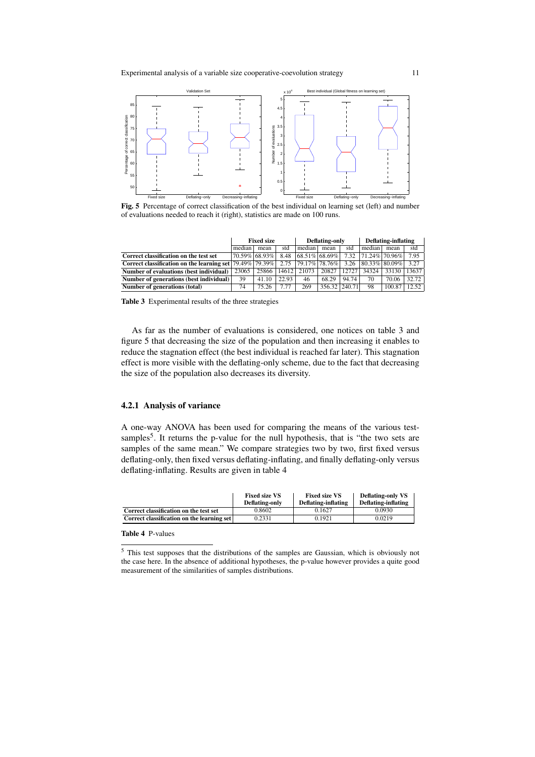**Fig. 5** Percentage of correct classification of the best individual on learning set (left) and number of evaluations needed to reach it (right), statistics are made on 100 runs.

| | Fixed size | | | Deflating-only | | | Deflating-inflating | | |
|---|---|---|---|---|---|---|---|---|---|
| | median | mean | std | median | mean | std | median | mean | std |
| **Correct classification on the test set** | 70.59% | 68.93% | 8.48 | 68.51% | 68.69% | 7.32 | 71.24% | 70.96% | 7.95 |
| **Correct classification on the learning set** | 79.49% | 79.39% | 2.75 | 79.17% | 78.76% | 3.26 | 80.33% | 80.09% | 3.27 |
| **Number of evaluations (best individual)** | 23065 | 25866 | 14612 | 21073 | 20827 | 12727 | 34324 | 33130 | 13637 |
| **Number of generations (best individual)** | 39 | 41.10 | 22.93 | 46 | 68.29 | 94.74 | 70 | 70.06 | 32.72 |
| **Number of generations (total)** | 74 | 75.26 | 7.77 | 269 | 356.32 | 240.71 | 98 | 100.87 | 12.52 |

**Table 3** Experimental results of the three strategies

As far as the number of evaluations is considered, one notices on table 3 and figure 5 that decreasing the size of the population and then increasing it enables to reduce the stagnation effect (the best individual is reached far later). This stagnation effect is more visible with the deflating-only scheme, due to the fact that decreasing the size of the population also decreases its diversity.

### 4.2.1 Analysis of variance

A one-way ANOVA has been used for comparing the means of the various test-samples[5]. It returns the p-value for the null hypothesis, that is "the two sets are samples of the same mean." We compare strategies two by two, first fixed versus deflating-only, then fixed versus deflating-inflating, and finally deflating-only versus deflating-inflating. Results are given in table 4

| | Fixed size VS Deflating-only | Fixed size VS Deflating-inflating | Deflating-only VS Deflating-inflating |
|---|---|---|---|
| **Correct classification on the test set** | 0.8602 | 0.1627 | 0.0930 |
| **Correct classification on the learning set** | 0.2331 | 0.1921 | 0.0219 |

**Table 4** P-values

[5] This test supposes that the distributions of the samples are Gaussian, which is obviously not the case here. In the absence of additional hypotheses, the p-value however provides a quite good measurement of the similarities of samples distributions.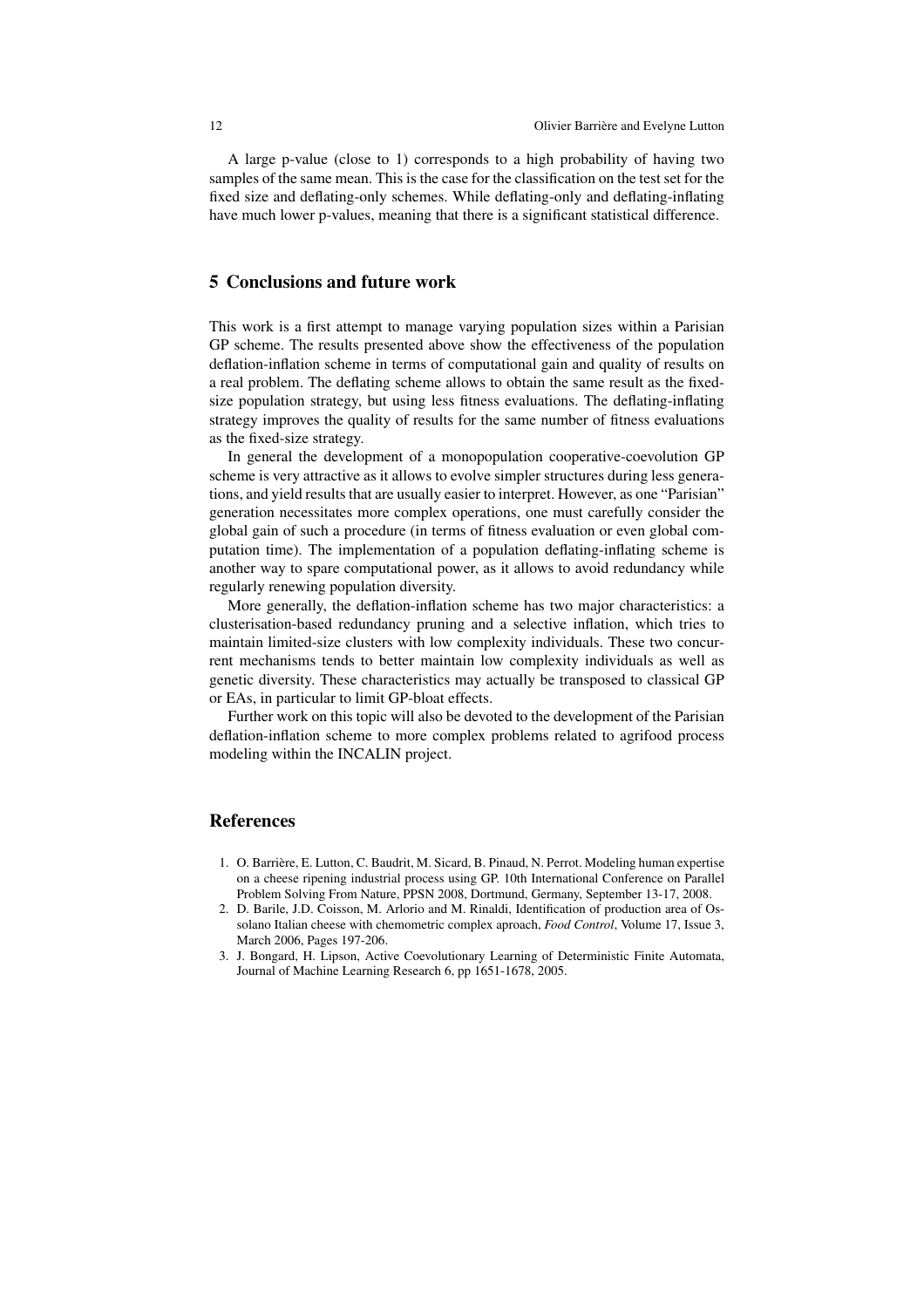A large p-value (close to 1) corresponds to a high probability of having two samples of the same mean. This is the case for the classification on the test set for the fixed size and deflating-only schemes. While deflating-only and deflating-inflating have much lower p-values, meaning that there is a significant statistical difference.

## 5 Conclusions and future work

This work is a first attempt to manage varying population sizes within a Parisian GP scheme. The results presented above show the effectiveness of the population deflation-inflation scheme in terms of computational gain and quality of results on a real problem. The deflating scheme allows to obtain the same result as the fixed-size population strategy, but using less fitness evaluations. The deflating-inflating strategy improves the quality of results for the same number of fitness evaluations as the fixed-size strategy.

In general the development of a monopopulation cooperative-coevolution GP scheme is very attractive as it allows to evolve simpler structures during less generations, and yield results that are usually easier to interpret. However, as one "Parisian" generation necessitates more complex operations, one must carefully consider the global gain of such a procedure (in terms of fitness evaluation or even global computation time). The implementation of a population deflating-inflating scheme is another way to spare computational power, as it allows to avoid redundancy while regularly renewing population diversity.

More generally, the deflation-inflation scheme has two major characteristics: a clusterisation-based redundancy pruning and a selective inflation, which tries to maintain limited-size clusters with low complexity individuals. These two concurrent mechanisms tends to better maintain low complexity individuals as well as genetic diversity. These characteristics may actually be transposed to classical GP or EAs, in particular to limit GP-bloat effects.

Further work on this topic will also be devoted to the development of the Parisian deflation-inflation scheme to more complex problems related to agrifood process modeling within the INCALIN project.

## References

1. O. Barrière, E. Lutton, C. Baudrit, M. Sicard, B. Pinaud, N. Perrot. Modeling human expertise on a cheese ripening industrial process using GP. 10th International Conference on Parallel Problem Solving From Nature, PPSN 2008, Dortmund, Germany, September 13-17, 2008.
2. D. Barile, J.D. Coisson, M. Arlorio and M. Rinaldi, Identification of production area of Ossolano Italian cheese with chemometric complex aproach, *Food Control*, Volume 17, Issue 3, March 2006, Pages 197-206.
3. J. Bongard, H. Lipson, Active Coevolutionary Learning of Deterministic Finite Automata, Journal of Machine Learning Research 6, pp 1651-1678, 2005.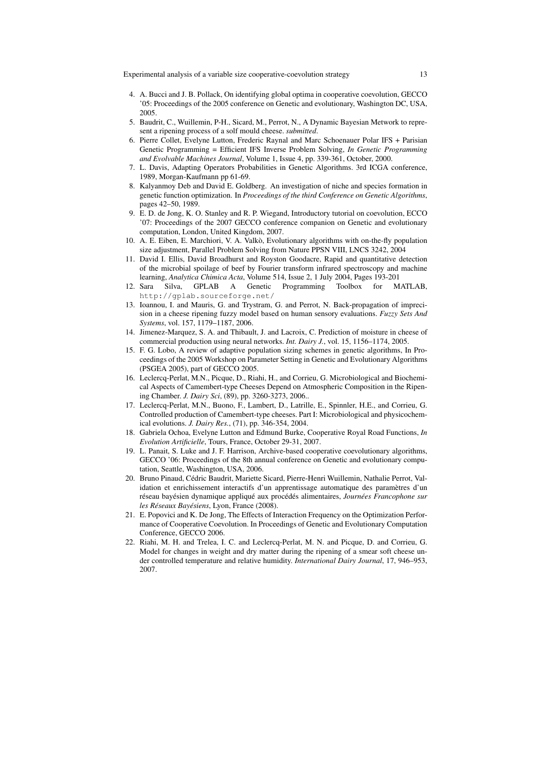4. A. Bucci and J. B. Pollack, On identifying global optima in cooperative coevolution, GECCO '05: Proceedings of the 2005 conference on Genetic and evolutionary, Washington DC, USA, 2005.
5. Baudrit, C., Wuillemin, P-H., Sicard, M., Perrot, N., A Dynamic Bayesian Metwork to represent a ripening process of a solf mould cheese. *submitted*.
6. Pierre Collet, Evelyne Lutton, Frederic Raynal and Marc Schoenauer Polar IFS + Parisian Genetic Programming = Efficient IFS Inverse Problem Solving, *In Genetic Programming and Evolvable Machines Journal*, Volume 1, Issue 4, pp. 339-361, October, 2000.
7. L. Davis, Adapting Operators Probabilities in Genetic Algorithms. 3rd ICGA conference, 1989, Morgan-Kaufmann pp 61-69.
8. Kalyanmoy Deb and David E. Goldberg. An investigation of niche and species formation in genetic function optimization. In *Proceedings of the third Conference on Genetic Algorithms*, pages 42–50, 1989.
9. E. D. de Jong, K. O. Stanley and R. P. Wiegand, Introductory tutorial on coevolution, ECCO '07: Proceedings of the 2007 GECCO conference companion on Genetic and evolutionary computation, London, United Kingdom, 2007.
10. A. E. Eiben, E. Marchiori, V. A. Valkò, Evolutionary algorithms with on-the-fly population size adjustment, Parallel Problem Solving from Nature PPSN VIII, LNCS 3242, 2004
11. David I. Ellis, David Broadhurst and Royston Goodacre, Rapid and quantitative detection of the microbial spoilage of beef by Fourier transform infrared spectroscopy and machine learning, *Analytica Chimica Acta*, Volume 514, Issue 2, 1 July 2004, Pages 193-201
12. Sara Silva, GPLAB A Genetic Programming Toolbox for MATLAB, http://gplab.sourceforge.net/
13. Ioannou, I. and Mauris, G. and Trystram, G. and Perrot, N. Back-propagation of imprecision in a cheese ripening fuzzy model based on human sensory evaluations. *Fuzzy Sets And Systems*, vol. 157, 1179–1187, 2006.
14. Jimenez-Marquez, S. A. and Thibault, J. and Lacroix, C. Prediction of moisture in cheese of commercial production using neural networks. *Int. Dairy J.*, vol. 15, 1156–1174, 2005.
15. F. G. Lobo, A review of adaptive population sizing schemes in genetic algorithms, In Proceedings of the 2005 Workshop on Parameter Setting in Genetic and Evolutionary Algorithms (PSGEA 2005), part of GECCO 2005.
16. Leclercq-Perlat, M.N., Picque, D., Riahi, H., and Corrieu, G. Microbiological and Biochemical Aspects of Camembert-type Cheeses Depend on Atmospheric Composition in the Ripening Chamber. *J. Dairy Sci*, (89), pp. 3260-3273, 2006..
17. Leclercq-Perlat, M.N., Buono, F., Lambert, D., Latrille, E., Spinnler, H.E., and Corrieu, G. Controlled production of Camembert-type cheeses. Part I: Microbiological and physicochemical evolutions. *J. Dairy Res.*, (71), pp. 346-354, 2004.
18. Gabriela Ochoa, Evelyne Lutton and Edmund Burke, Cooperative Royal Road Functions, *In Evolution Artificielle*, Tours, France, October 29-31, 2007.
19. L. Panait, S. Luke and J. F. Harrison, Archive-based cooperative coevolutionary algorithms, GECCO '06: Proceedings of the 8th annual conference on Genetic and evolutionary computation, Seattle, Washington, USA, 2006.
20. Bruno Pinaud, Cédric Baudrit, Mariette Sicard, Pierre-Henri Wuillemin, Nathalie Perrot, Validation et enrichissement interactifs d'un apprentissage automatique des paramètres d'un réseau bayésien dynamique appliqué aux procédés alimentaires, *Journées Francophone sur les Réseaux Bayésiens*, Lyon, France (2008).
21. E. Popovici and K. De Jong, The Effects of Interaction Frequency on the Optimization Performance of Cooperative Coevolution. In Proceedings of Genetic and Evolutionary Computation Conference, GECCO 2006.
22. Riahi, M. H. and Trelea, I. C. and Leclercq-Perlat, M. N. and Picque, D. and Corrieu, G. Model for changes in weight and dry matter during the ripening of a smear soft cheese under controlled temperature and relative humidity. *International Dairy Journal*, 17, 946–953, 2007.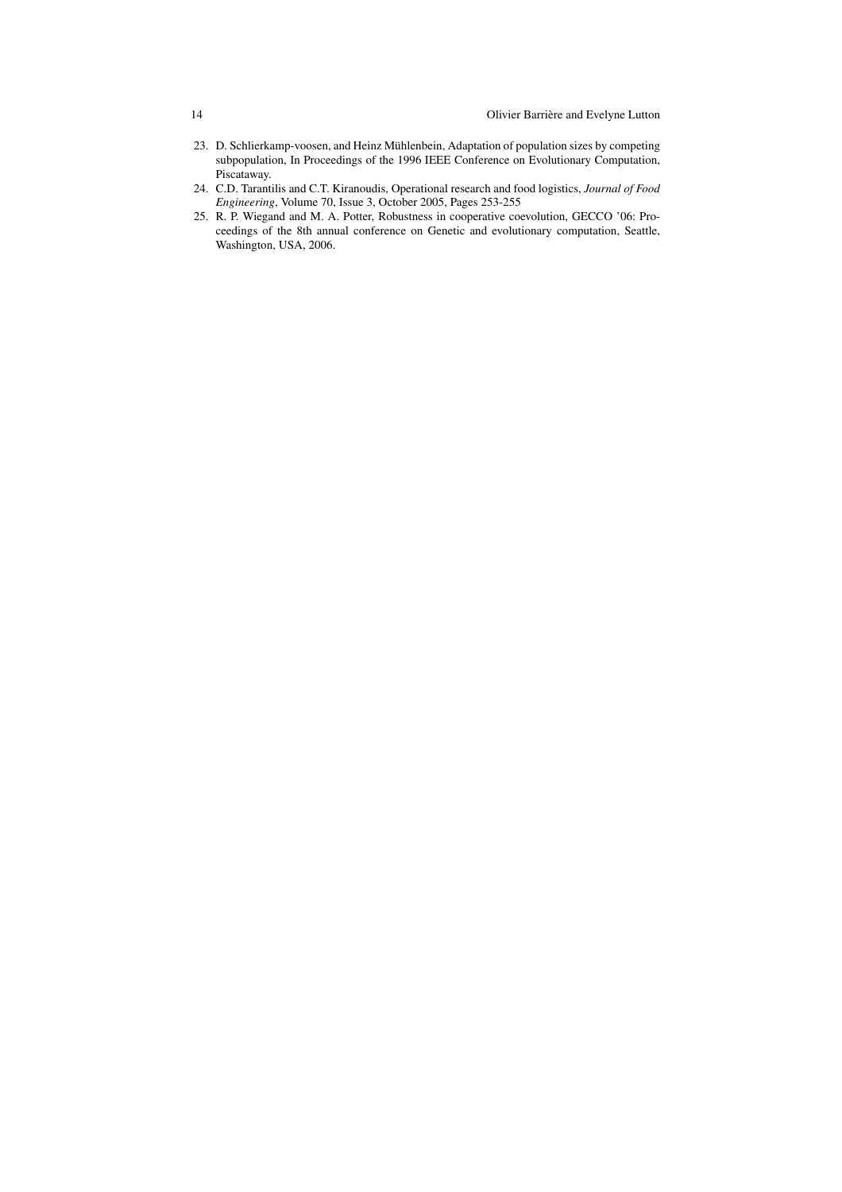23. D. Schlierkamp-voosen, and Heinz Mühlenbein, Adaptation of population sizes by competing subpopulation, In Proceedings of the 1996 IEEE Conference on Evolutionary Computation, Piscataway.
24. C.D. Tarantilis and C.T. Kiranoudis, Operational research and food logistics, *Journal of Food Engineering*, Volume 70, Issue 3, October 2005, Pages 253-255
25. R. P. Wiegand and M. A. Potter, Robustness in cooperative coevolution, GECCO '06: Proceedings of the 8th annual conference on Genetic and evolutionary computation, Seattle, Washington, USA, 2006.